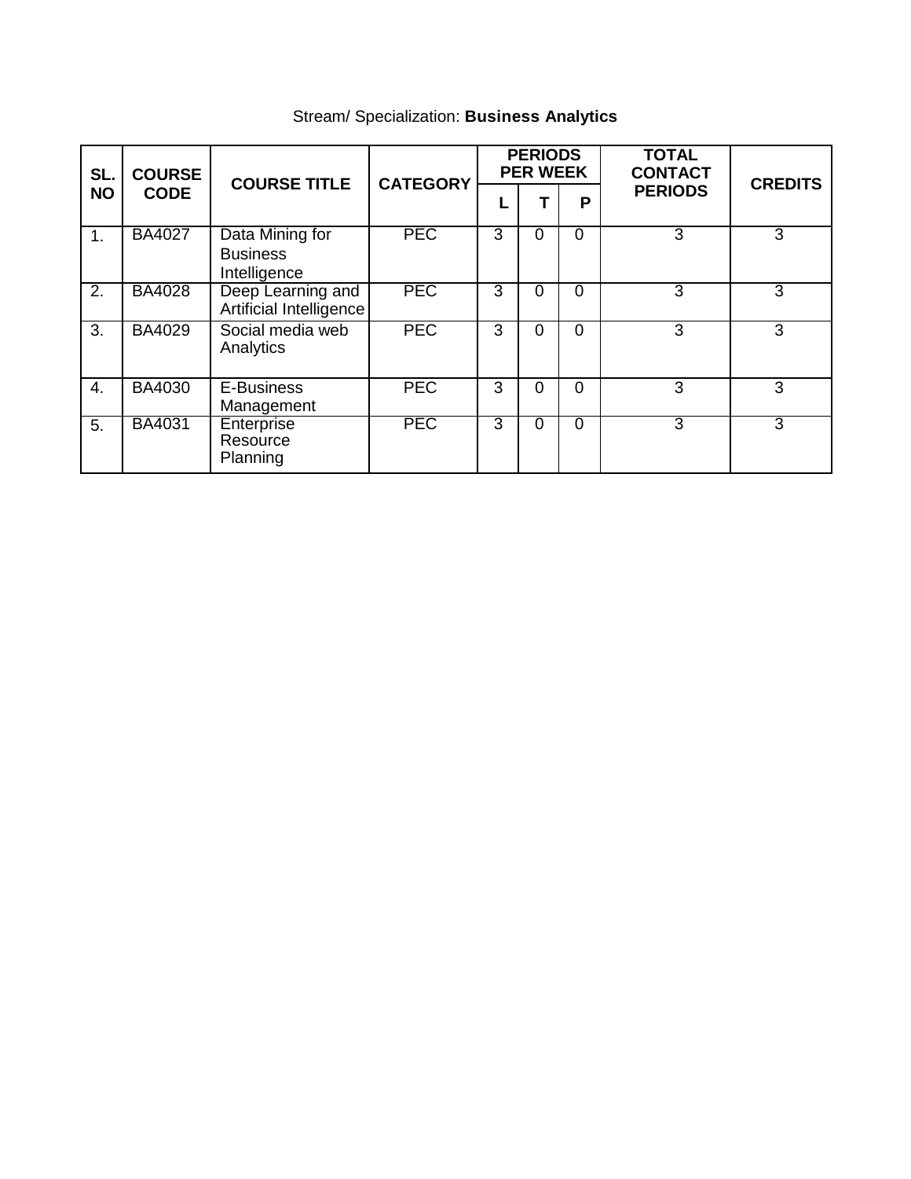Stream/ Specialization: **Business Analytics**

| SL. NO | COURSE CODE | COURSE TITLE | CATEGORY | PERIODS PER WEEK | | | TOTAL CONTACT PERIODS | CREDITS |
|---|---|---|---|---|---|---|---|---|
| | | | | L | T | P | | |
| 1. | BA4027 | Data Mining for Business Intelligence | PEC | 3 | 0 | 0 | 3 | 3 |
| 2. | BA4028 | Deep Learning and Artificial Intelligence | PEC | 3 | 0 | 0 | 3 | 3 |
| 3. | BA4029 | Social media web Analytics | PEC | 3 | 0 | 0 | 3 | 3 |
| 4. | BA4030 | E-Business Management | PEC | 3 | 0 | 0 | 3 | 3 |
| 5. | BA4031 | Enterprise Resource Planning | PEC | 3 | 0 | 0 | 3 | 3 |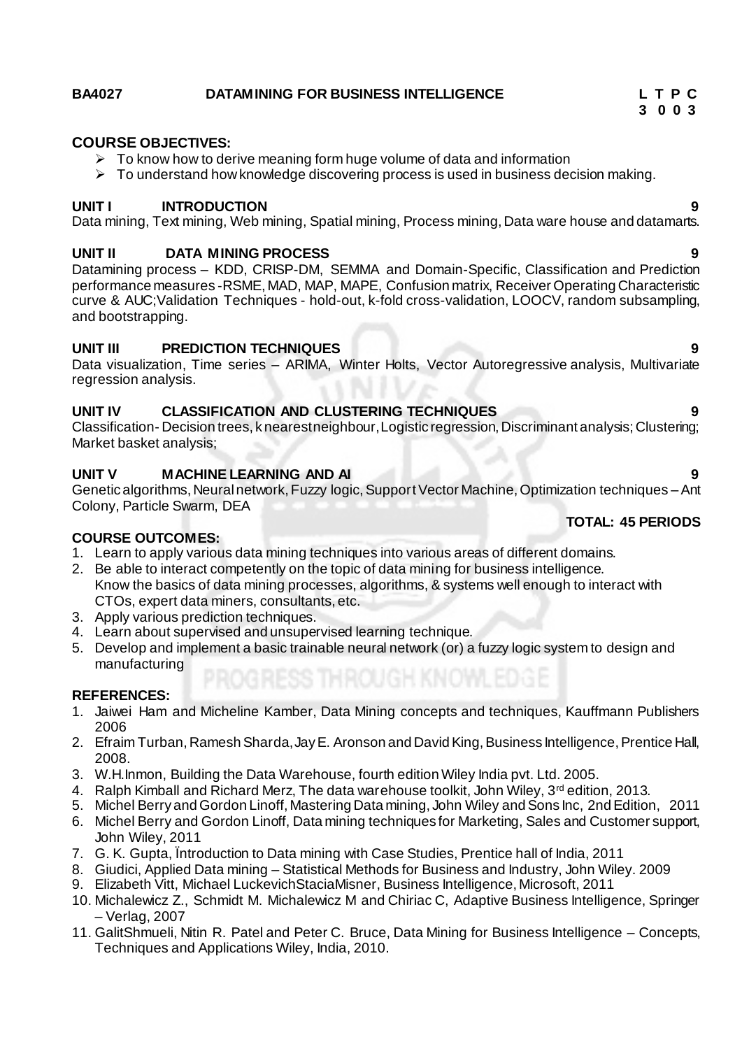**BA4027 DATAMINING FOR BUSINESS INTELLIGENCE**

| L | T | P | C |
|---|---|---|---|
| 3 | 0 | 0 | 3 |

**COURSE OBJECTIVES:**

- To know how to derive meaning form huge volume of data and information
- To understand how knowledge discovering process is used in business decision making.

**UNIT I INTRODUCTION 9**

Data mining, Text mining, Web mining, Spatial mining, Process mining, Data ware house and datamarts.

**UNIT II DATA MINING PROCESS 9**

Datamining process – KDD, CRISP-DM, SEMMA and Domain-Specific, Classification and Prediction performance measures -RSME, MAD, MAP, MAPE, Confusion matrix, Receiver Operating Characteristic curve & AUC;Validation Techniques - hold-out, k-fold cross-validation, LOOCV, random subsampling, and bootstrapping.

**UNIT III PREDICTION TECHNIQUES 9**

Data visualization, Time series – ARIMA, Winter Holts, Vector Autoregressive analysis, Multivariate regression analysis.

**UNIT IV CLASSIFICATION AND CLUSTERING TECHNIQUES 9**

Classification- Decision trees, k nearest neighbour, Logistic regression, Discriminant analysis; Clustering; Market basket analysis;

**UNIT V MACHINE LEARNING AND AI 9**

Genetic algorithms, Neural network, Fuzzy logic, Support Vector Machine, Optimization techniques – Ant Colony, Particle Swarm, DEA

**TOTAL: 45 PERIODS**

**COURSE OUTCOMES:**

1. Learn to apply various data mining techniques into various areas of different domains.
2. Be able to interact competently on the topic of data mining for business intelligence.
   Know the basics of data mining processes, algorithms, & systems well enough to interact with CTOs, expert data miners, consultants, etc.
3. Apply various prediction techniques.
4. Learn about supervised and unsupervised learning technique.
5. Develop and implement a basic trainable neural network (or) a fuzzy logic system to design and manufacturing

**REFERENCES:**

1. Jaiwei Ham and Micheline Kamber, Data Mining concepts and techniques, Kauffmann Publishers 2006
2. Efraim Turban, Ramesh Sharda, Jay E. Aronson and David King, Business Intelligence, Prentice Hall, 2008.
3. W.H.Inmon, Building the Data Warehouse, fourth edition Wiley India pvt. Ltd. 2005.
4. Ralph Kimball and Richard Merz, The data warehouse toolkit, John Wiley, 3rd edition, 2013.
5. Michel Berry and Gordon Linoff, Mastering Data mining, John Wiley and Sons Inc, 2nd Edition, 2011
6. Michel Berry and Gordon Linoff, Data mining techniques for Marketing, Sales and Customer support, John Wiley, 2011
7. G. K. Gupta, Ïntroduction to Data mining with Case Studies, Prentice hall of India, 2011
8. Giudici, Applied Data mining – Statistical Methods for Business and Industry, John Wiley. 2009
9. Elizabeth Vitt, Michael LuckevichStaciaMisner, Business Intelligence, Microsoft, 2011
10. Michalewicz Z., Schmidt M. Michalewicz M and Chiriac C, Adaptive Business Intelligence, Springer – Verlag, 2007
11. GalitShmueli, Nitin R. Patel and Peter C. Bruce, Data Mining for Business Intelligence – Concepts, Techniques and Applications Wiley, India, 2010.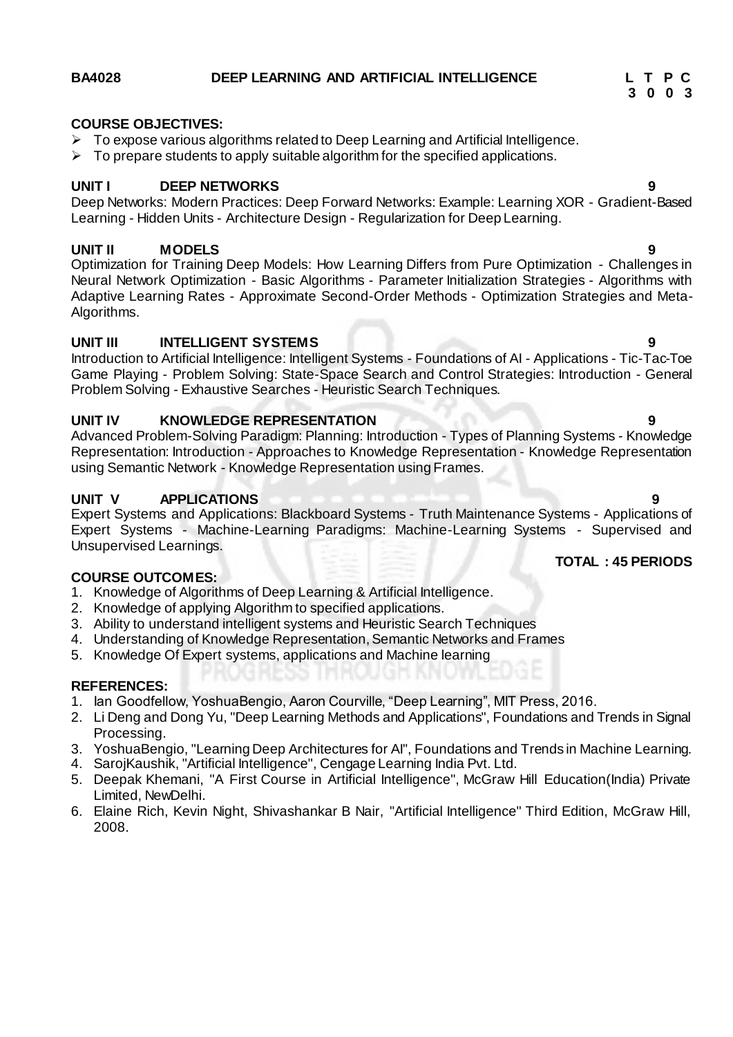**BA4028 DEEP LEARNING AND ARTIFICIAL INTELLIGENCE**

| L | T | P | C |
|---|---|---|---|
| 3 | 0 | 0 | 3 |

**COURSE OBJECTIVES:**

- To expose various algorithms related to Deep Learning and Artificial Intelligence.
- To prepare students to apply suitable algorithm for the specified applications.

**UNIT I DEEP NETWORKS 9**

Deep Networks: Modern Practices: Deep Forward Networks: Example: Learning XOR - Gradient-Based Learning - Hidden Units - Architecture Design - Regularization for Deep Learning.

**UNIT II MODELS 9**

Optimization for Training Deep Models: How Learning Differs from Pure Optimization - Challenges in Neural Network Optimization - Basic Algorithms - Parameter Initialization Strategies - Algorithms with Adaptive Learning Rates - Approximate Second-Order Methods - Optimization Strategies and Meta-Algorithms.

**UNIT III INTELLIGENT SYSTEMS 9**

Introduction to Artificial Intelligence: Intelligent Systems - Foundations of AI - Applications - Tic-Tac-Toe Game Playing - Problem Solving: State-Space Search and Control Strategies: Introduction - General Problem Solving - Exhaustive Searches - Heuristic Search Techniques.

**UNIT IV KNOWLEDGE REPRESENTATION 9**

Advanced Problem-Solving Paradigm: Planning: Introduction - Types of Planning Systems - Knowledge Representation: Introduction - Approaches to Knowledge Representation - Knowledge Representation using Semantic Network - Knowledge Representation using Frames.

**UNIT V APPLICATIONS 9**

Expert Systems and Applications: Blackboard Systems - Truth Maintenance Systems - Applications of Expert Systems - Machine-Learning Paradigms: Machine-Learning Systems - Supervised and Unsupervised Learnings.

**TOTAL : 45 PERIODS**

**COURSE OUTCOMES:**

1. Knowledge of Algorithms of Deep Learning & Artificial Intelligence.
2. Knowledge of applying Algorithm to specified applications.
3. Ability to understand intelligent systems and Heuristic Search Techniques
4. Understanding of Knowledge Representation, Semantic Networks and Frames
5. Knowledge Of Expert systems, applications and Machine learning

**REFERENCES:**

1. Ian Goodfellow, YoshuaBengio, Aaron Courville, "Deep Learning", MIT Press, 2016.
2. Li Deng and Dong Yu, "Deep Learning Methods and Applications", Foundations and Trends in Signal Processing.
3. YoshuaBengio, "Learning Deep Architectures for AI", Foundations and Trends in Machine Learning.
4. SarojKaushik, "Artificial Intelligence", Cengage Learning India Pvt. Ltd.
5. Deepak Khemani, "A First Course in Artificial Intelligence", McGraw Hill Education(India) Private Limited, NewDelhi.
6. Elaine Rich, Kevin Night, Shivashankar B Nair, "Artificial Intelligence" Third Edition, McGraw Hill, 2008.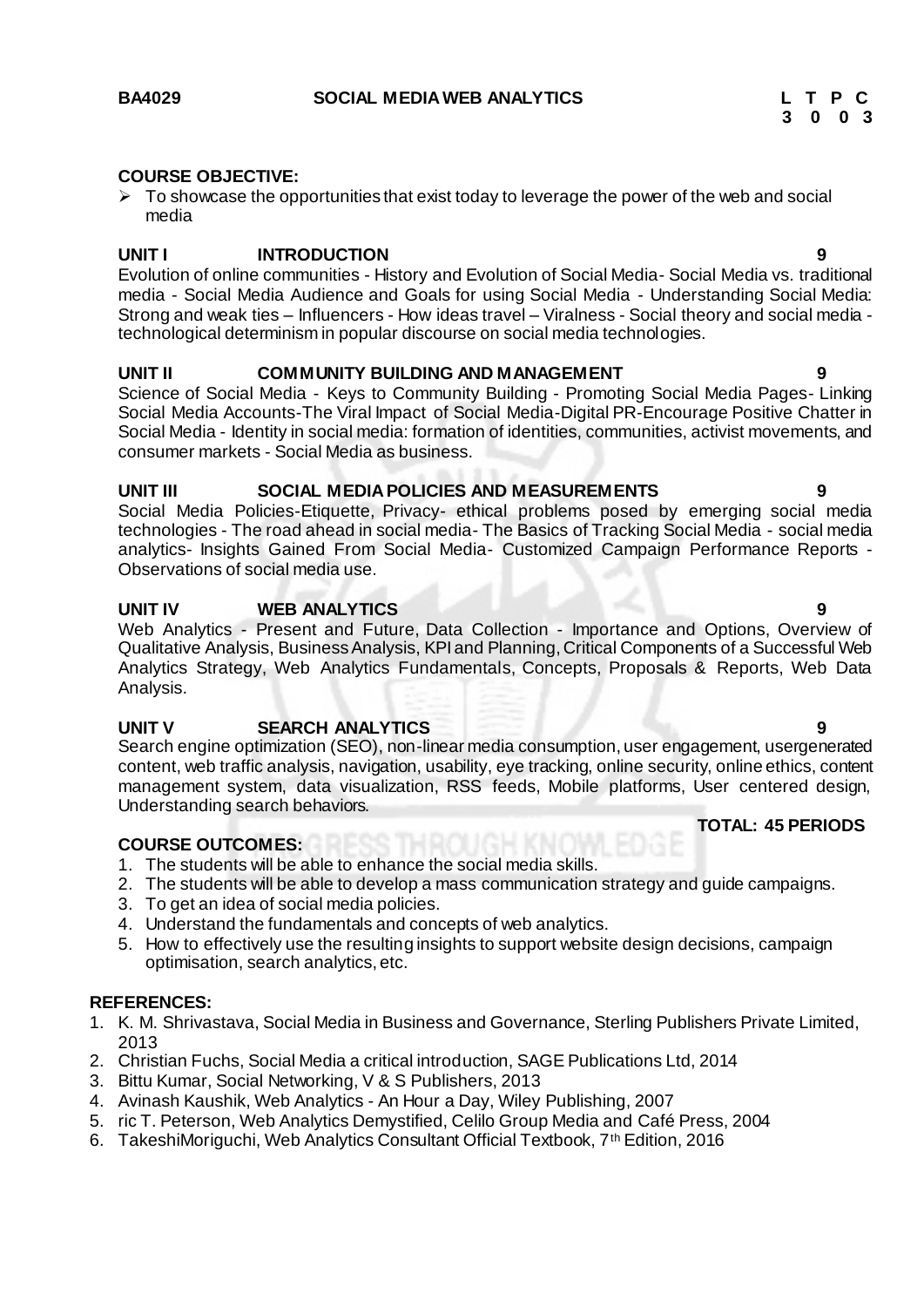**BA4029 SOCIAL MEDIA WEB ANALYTICS**

| L | T | P | C |
|---|---|---|---|
| 3 | 0 | 0 | 3 |

**COURSE OBJECTIVE:**

- To showcase the opportunities that exist today to leverage the power of the web and social media

**UNIT I INTRODUCTION 9**

Evolution of online communities - History and Evolution of Social Media- Social Media vs. traditional media - Social Media Audience and Goals for using Social Media - Understanding Social Media: Strong and weak ties – Influencers - How ideas travel – Viralness - Social theory and social media - technological determinism in popular discourse on social media technologies.

**UNIT II COMMUNITY BUILDING AND MANAGEMENT 9**

Science of Social Media - Keys to Community Building - Promoting Social Media Pages- Linking Social Media Accounts-The Viral Impact of Social Media-Digital PR-Encourage Positive Chatter in Social Media - Identity in social media: formation of identities, communities, activist movements, and consumer markets - Social Media as business.

**UNIT III SOCIAL MEDIA POLICIES AND MEASUREMENTS 9**

Social Media Policies-Etiquette, Privacy- ethical problems posed by emerging social media technologies - The road ahead in social media- The Basics of Tracking Social Media - social media analytics- Insights Gained From Social Media- Customized Campaign Performance Reports - Observations of social media use.

**UNIT IV WEB ANALYTICS 9**

Web Analytics - Present and Future, Data Collection - Importance and Options, Overview of Qualitative Analysis, Business Analysis, KPI and Planning, Critical Components of a Successful Web Analytics Strategy, Web Analytics Fundamentals, Concepts, Proposals & Reports, Web Data Analysis.

**UNIT V SEARCH ANALYTICS 9**

Search engine optimization (SEO), non-linear media consumption, user engagement, usergenerated content, web traffic analysis, navigation, usability, eye tracking, online security, online ethics, content management system, data visualization, RSS feeds, Mobile platforms, User centered design, Understanding search behaviors.

**TOTAL: 45 PERIODS**

**COURSE OUTCOMES:**

1. The students will be able to enhance the social media skills.
2. The students will be able to develop a mass communication strategy and guide campaigns.
3. To get an idea of social media policies.
4. Understand the fundamentals and concepts of web analytics.
5. How to effectively use the resulting insights to support website design decisions, campaign optimisation, search analytics, etc.

**REFERENCES:**

1. K. M. Shrivastava, Social Media in Business and Governance, Sterling Publishers Private Limited, 2013
2. Christian Fuchs, Social Media a critical introduction, SAGE Publications Ltd, 2014
3. Bittu Kumar, Social Networking, V & S Publishers, 2013
4. Avinash Kaushik, Web Analytics - An Hour a Day, Wiley Publishing, 2007
5. ric T. Peterson, Web Analytics Demystified, Celilo Group Media and Café Press, 2004
6. TakeshiMoriguchi, Web Analytics Consultant Official Textbook, 7th Edition, 2016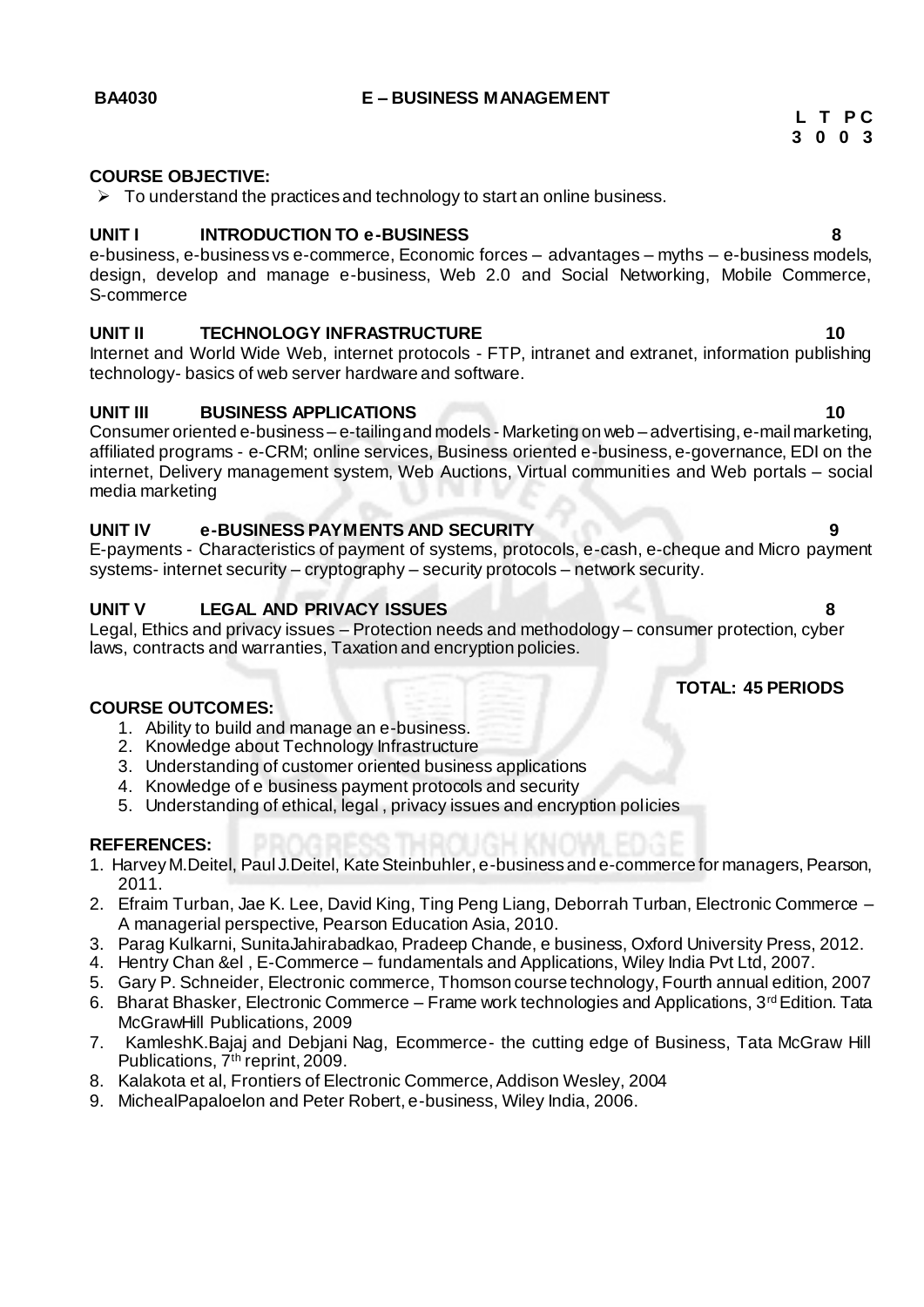**BA4030** **E – BUSINESS MANAGEMENT**

**L T P C**
**3 0 0 3**

**COURSE OBJECTIVE:**

- To understand the practices and technology to start an online business.

**UNIT I INTRODUCTION TO e-BUSINESS 8**

e-business, e-business vs e-commerce, Economic forces – advantages – myths – e-business models, design, develop and manage e-business, Web 2.0 and Social Networking, Mobile Commerce, S-commerce

**UNIT II TECHNOLOGY INFRASTRUCTURE 10**

Internet and World Wide Web, internet protocols - FTP, intranet and extranet, information publishing technology- basics of web server hardware and software.

**UNIT III BUSINESS APPLICATIONS 10**

Consumer oriented e-business – e-tailing and models - Marketing on web – advertising, e-mail marketing, affiliated programs - e-CRM; online services, Business oriented e-business, e-governance, EDI on the internet, Delivery management system, Web Auctions, Virtual communities and Web portals – social media marketing

**UNIT IV e-BUSINESS PAYMENTS AND SECURITY 9**

E-payments - Characteristics of payment of systems, protocols, e-cash, e-cheque and Micro payment systems- internet security – cryptography – security protocols – network security.

**UNIT V LEGAL AND PRIVACY ISSUES 8**

Legal, Ethics and privacy issues – Protection needs and methodology – consumer protection, cyber laws, contracts and warranties, Taxation and encryption policies.

**TOTAL: 45 PERIODS**

**COURSE OUTCOMES:**

1. Ability to build and manage an e-business.
2. Knowledge about Technology Infrastructure
3. Understanding of customer oriented business applications
4. Knowledge of e business payment protocols and security
5. Understanding of ethical, legal , privacy issues and encryption policies

**REFERENCES:**

1. Harvey M.Deitel, Paul J.Deitel, Kate Steinbuhler, e-business and e-commerce for managers, Pearson, 2011.
2. Efraim Turban, Jae K. Lee, David King, Ting Peng Liang, Deborrah Turban, Electronic Commerce – A managerial perspective, Pearson Education Asia, 2010.
3. Parag Kulkarni, SunitaJahirabadkao, Pradeep Chande, e business, Oxford University Press, 2012.
4. Hentry Chan &el , E-Commerce – fundamentals and Applications, Wiley India Pvt Ltd, 2007.
5. Gary P. Schneider, Electronic commerce, Thomson course technology, Fourth annual edition, 2007
6. Bharat Bhasker, Electronic Commerce – Frame work technologies and Applications, 3rd Edition. Tata McGrawHill Publications, 2009
7. KamleshK.Bajaj and Debjani Nag, Ecommerce- the cutting edge of Business, Tata McGraw Hill Publications, 7th reprint, 2009.
8. Kalakota et al, Frontiers of Electronic Commerce, Addison Wesley, 2004
9. MichealPapaloelon and Peter Robert, e-business, Wiley India, 2006.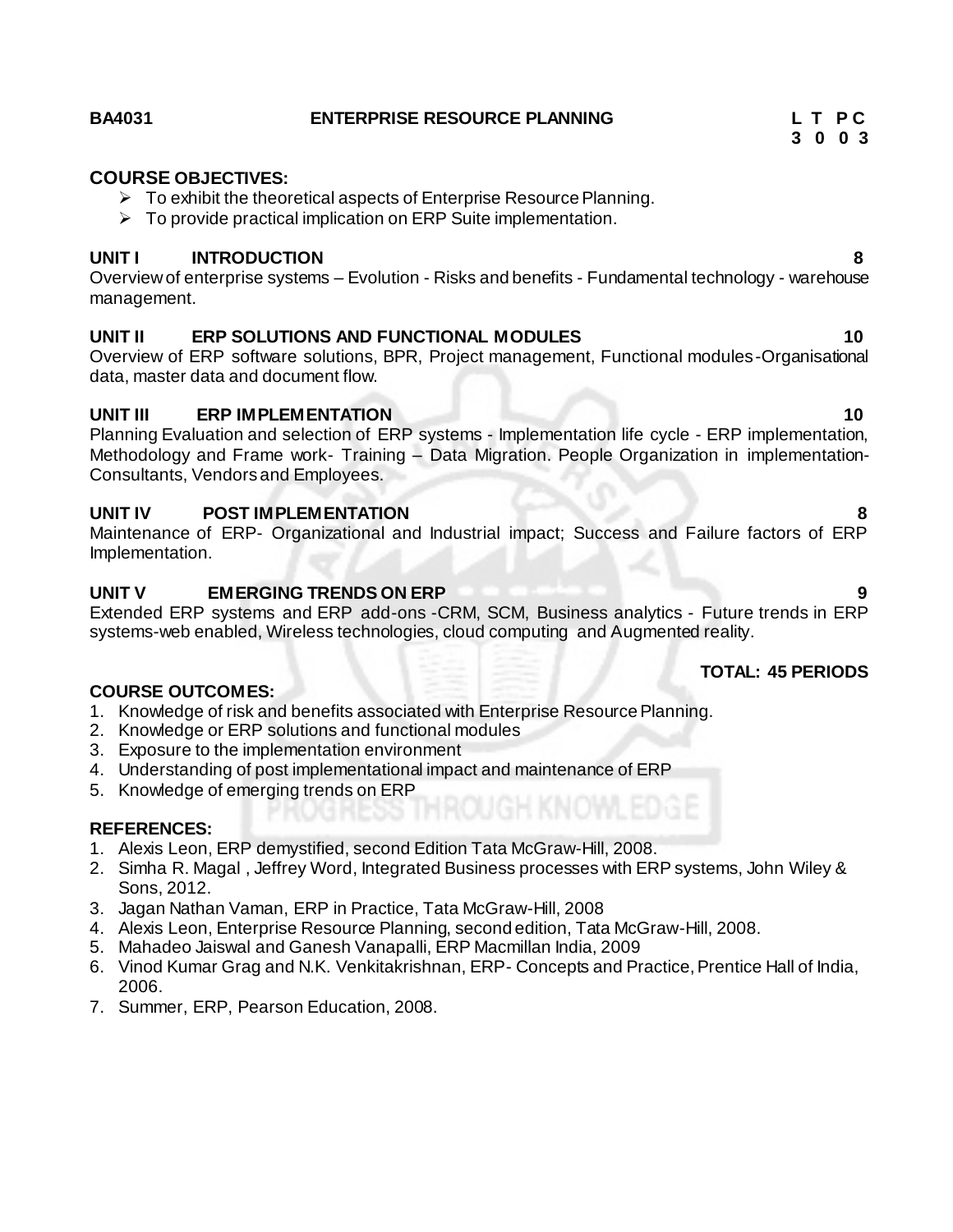**BA4031** **ENTERPRISE RESOURCE PLANNING** **L T P C**
**3 0 0 3**

## COURSE OBJECTIVES:

- To exhibit the theoretical aspects of Enterprise Resource Planning.
- To provide practical implication on ERP Suite implementation.

### UNIT I INTRODUCTION 8

Overview of enterprise systems – Evolution - Risks and benefits - Fundamental technology - warehouse management.

### UNIT II ERP SOLUTIONS AND FUNCTIONAL MODULES 10

Overview of ERP software solutions, BPR, Project management, Functional modules-Organisational data, master data and document flow.

### UNIT III ERP IMPLEMENTATION 10

Planning Evaluation and selection of ERP systems - Implementation life cycle - ERP implementation, Methodology and Frame work- Training – Data Migration. People Organization in implementation-Consultants, Vendors and Employees.

### UNIT IV POST IMPLEMENTATION 8

Maintenance of ERP- Organizational and Industrial impact; Success and Failure factors of ERP Implementation.

### UNIT V EMERGING TRENDS ON ERP 9

Extended ERP systems and ERP add-ons -CRM, SCM, Business analytics - Future trends in ERP systems-web enabled, Wireless technologies, cloud computing and Augmented reality.

**TOTAL: 45 PERIODS**

## COURSE OUTCOMES:

1. Knowledge of risk and benefits associated with Enterprise Resource Planning.
2. Knowledge or ERP solutions and functional modules
3. Exposure to the implementation environment
4. Understanding of post implementational impact and maintenance of ERP
5. Knowledge of emerging trends on ERP

## REFERENCES:

1. Alexis Leon, ERP demystified, second Edition Tata McGraw-Hill, 2008.
2. Simha R. Magal , Jeffrey Word, Integrated Business processes with ERP systems, John Wiley & Sons, 2012.
3. Jagan Nathan Vaman, ERP in Practice, Tata McGraw-Hill, 2008
4. Alexis Leon, Enterprise Resource Planning, second edition, Tata McGraw-Hill, 2008.
5. Mahadeo Jaiswal and Ganesh Vanapalli, ERP Macmillan India, 2009
6. Vinod Kumar Grag and N.K. Venkitakrishnan, ERP- Concepts and Practice, Prentice Hall of India, 2006.
7. Summer, ERP, Pearson Education, 2008.